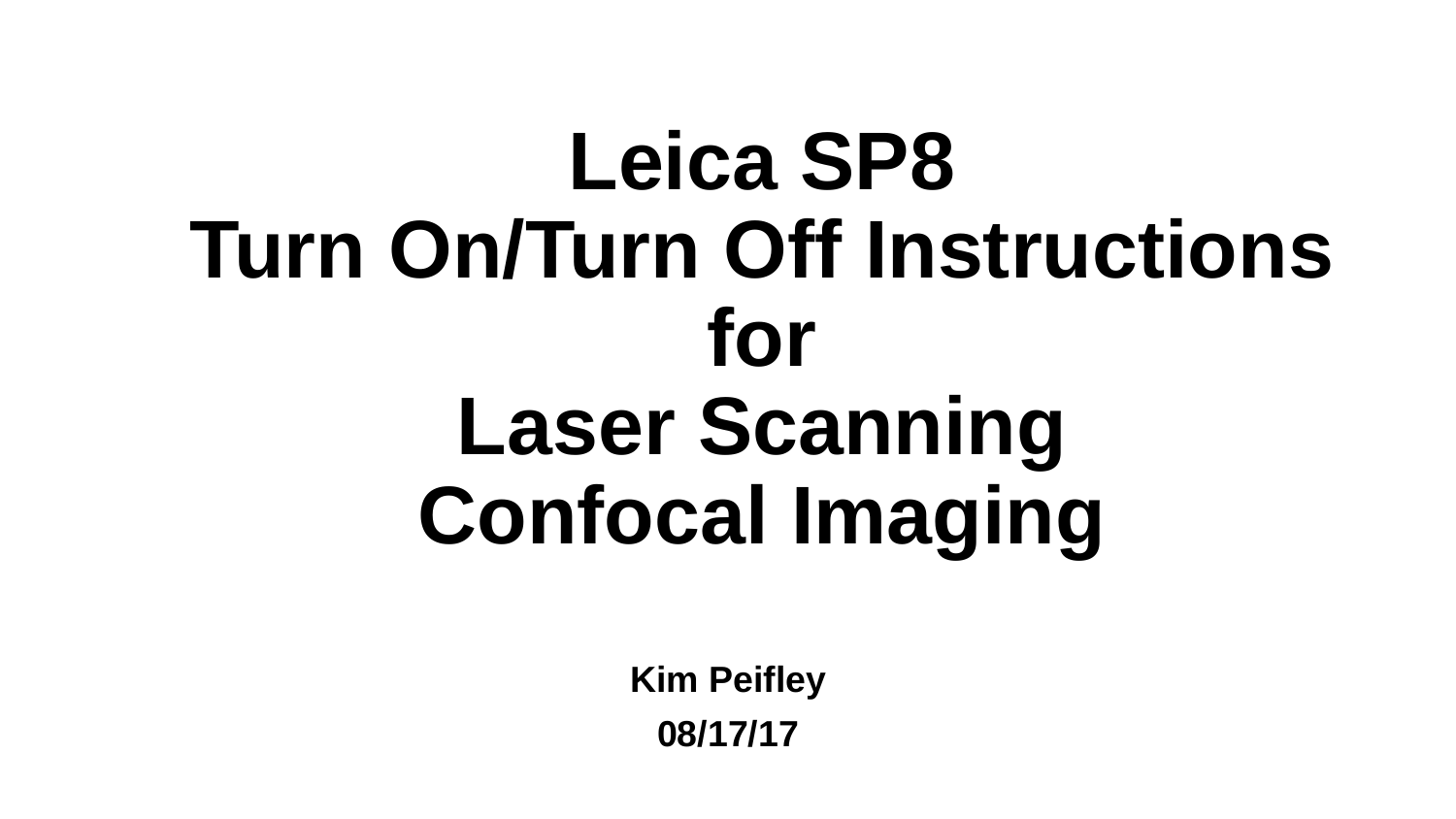# Leica SP8
# Turn On/Turn Off Instructions
# for
# Laser Scanning
# Confocal Imaging

**Kim Peifley**

**08/17/17**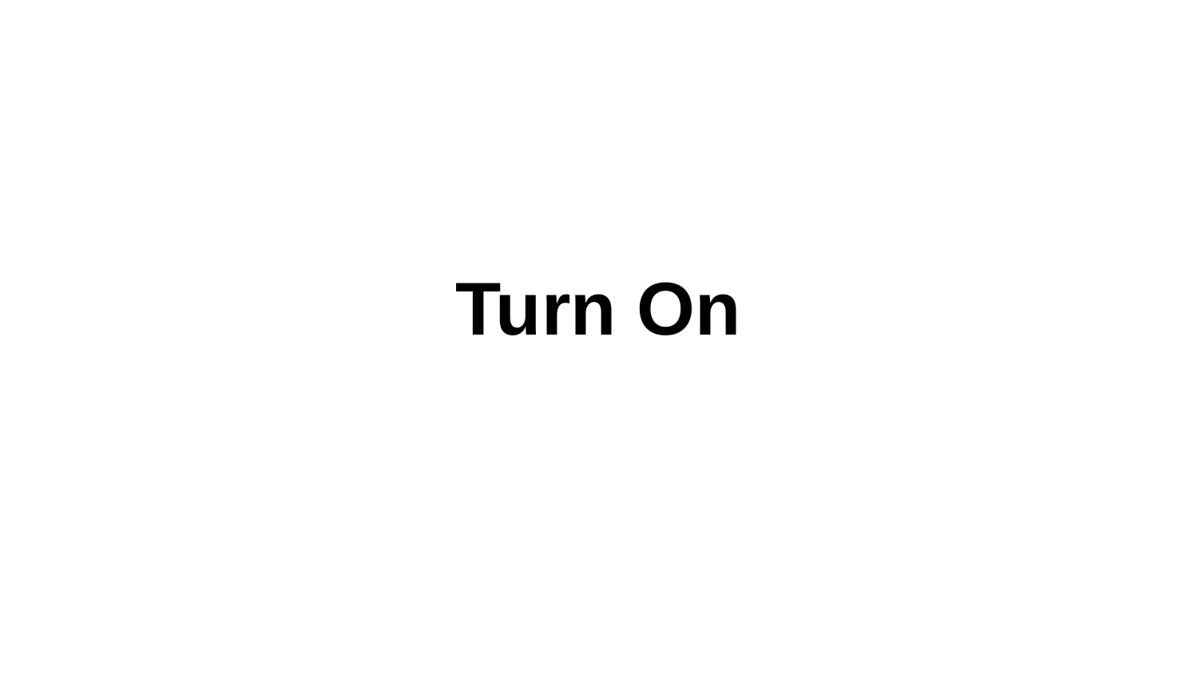# Turn On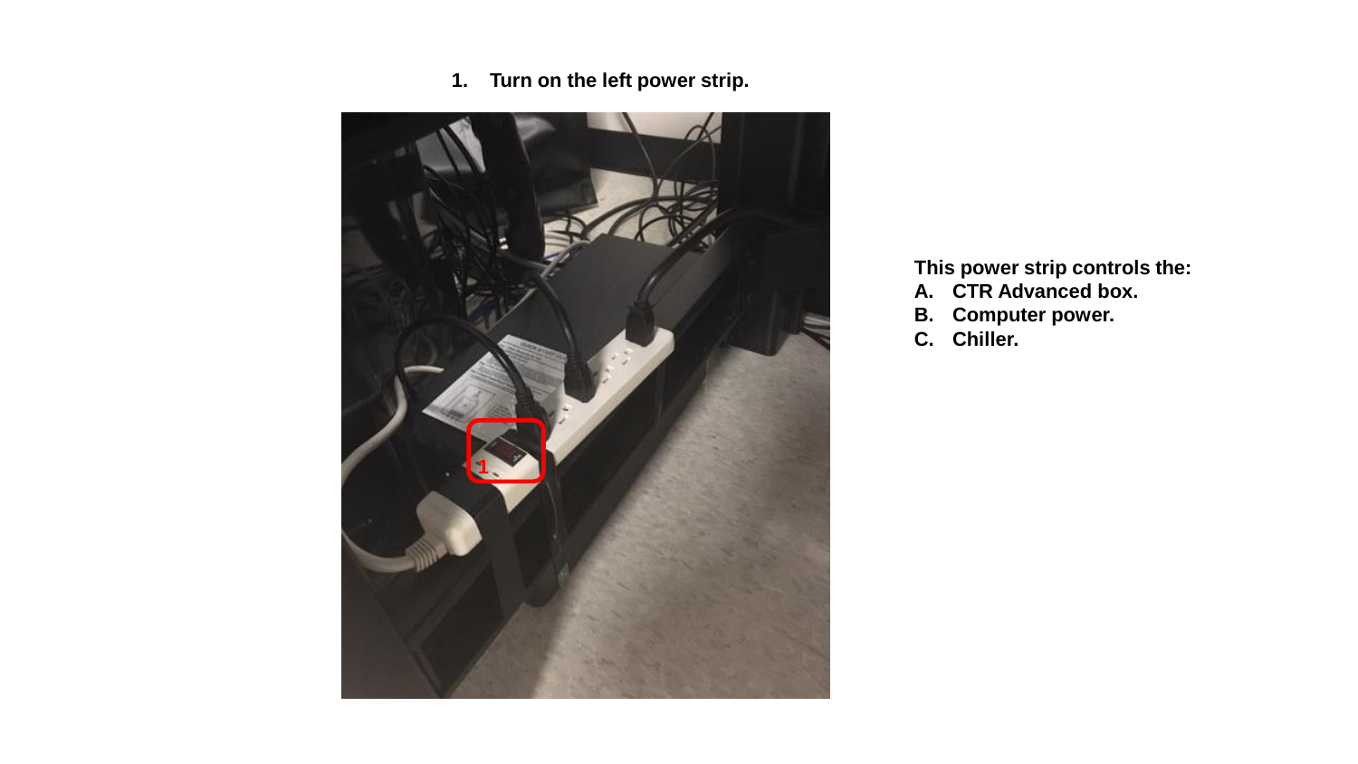1. **Turn on the left power strip.**

**This power strip controls the:**

- **A. CTR Advanced box.**
- **B. Computer power.**
- **C. Chiller.**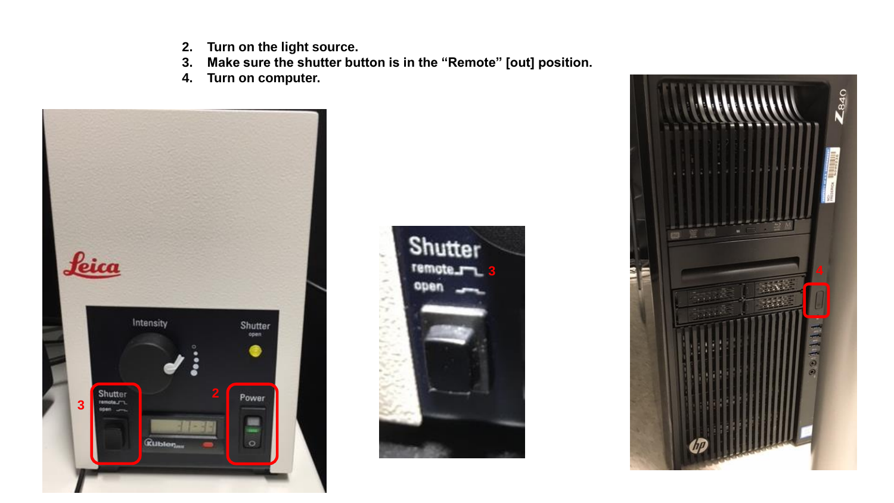2. Turn on the light source.
3. Make sure the shutter button is in the "Remote" [out] position.
4. Turn on computer.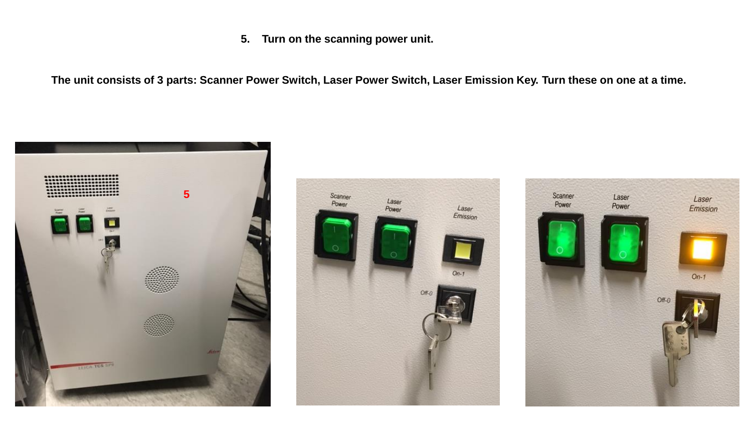**5. Turn on the scanning power unit.**

**The unit consists of 3 parts: Scanner Power Switch, Laser Power Switch, Laser Emission Key. Turn these on one at a time.**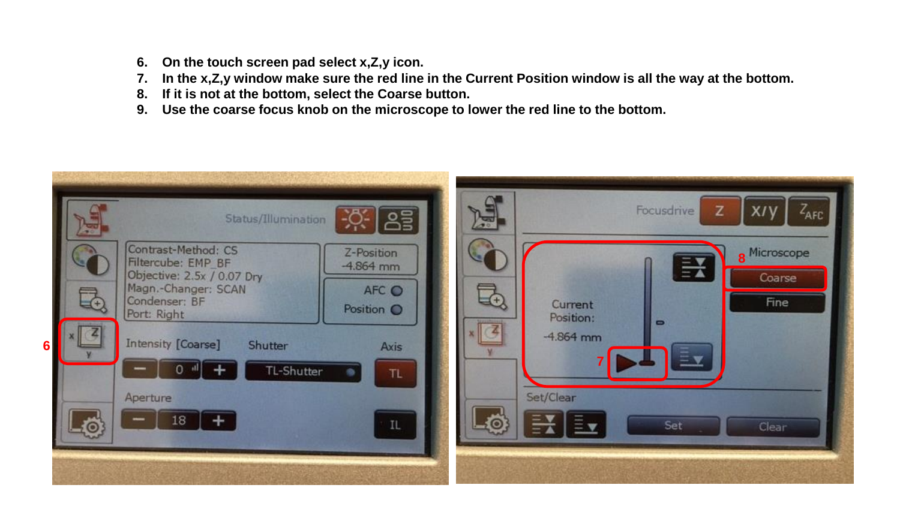6. On the touch screen pad select x,Z,y icon.
7. In the x,Z,y window make sure the red line in the Current Position window is all the way at the bottom.
8. If it is not at the bottom, select the Coarse button.
9. Use the coarse focus knob on the microscope to lower the red line to the bottom.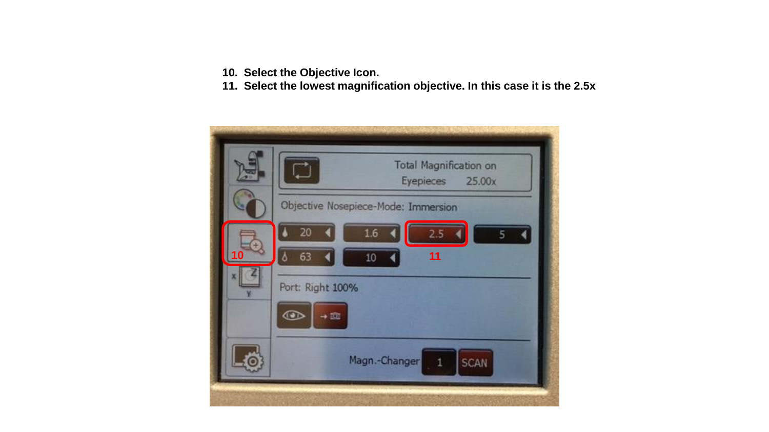10. Select the Objective Icon.
11. Select the lowest magnification objective. In this case it is the 2.5x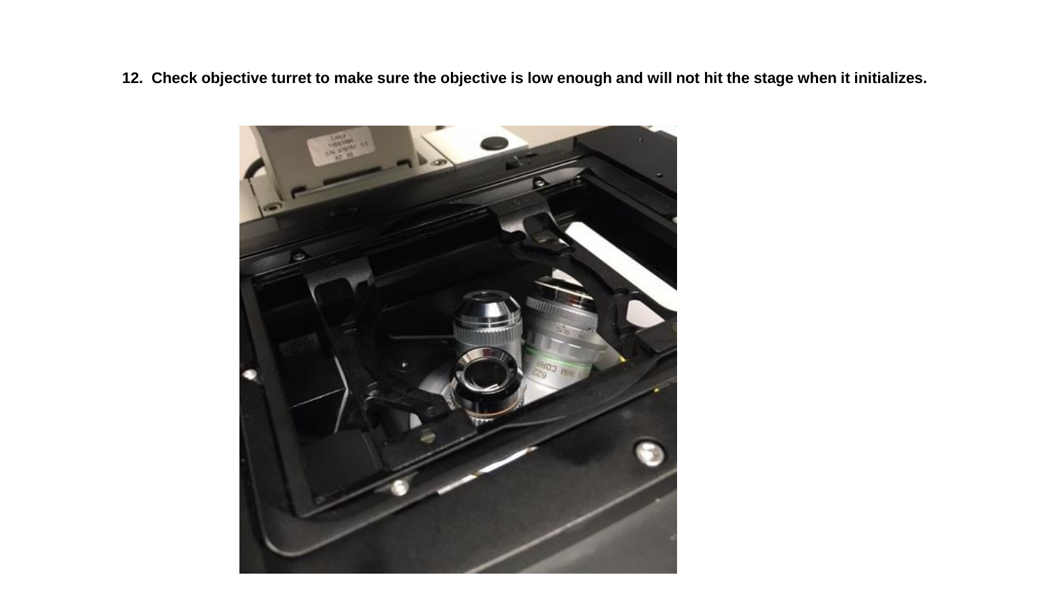**12. Check objective turret to make sure the objective is low enough and will not hit the stage when it initializes.**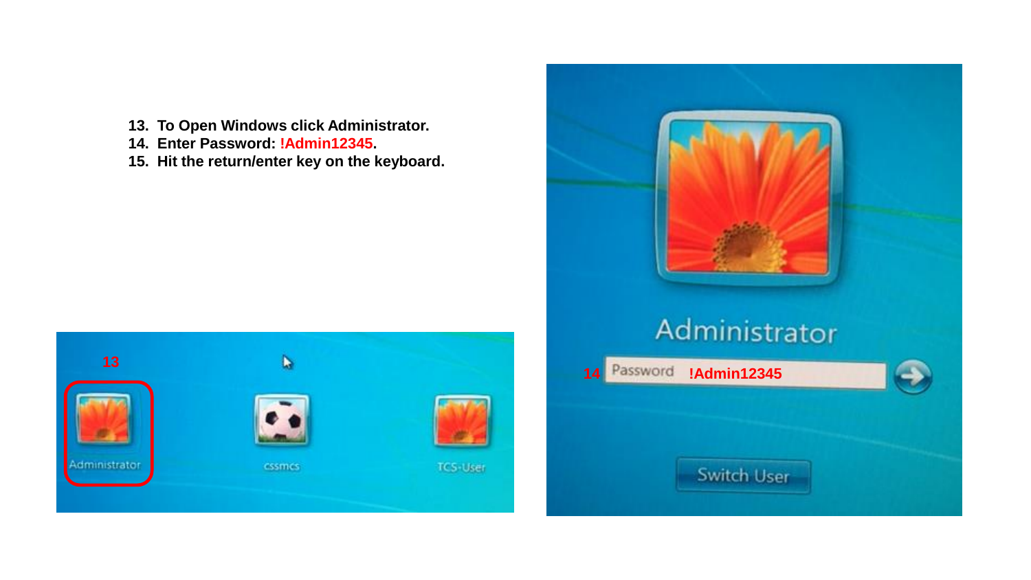13. To Open Windows click Administrator.
14. Enter Password: !Admin12345.
15. Hit the return/enter key on the keyboard.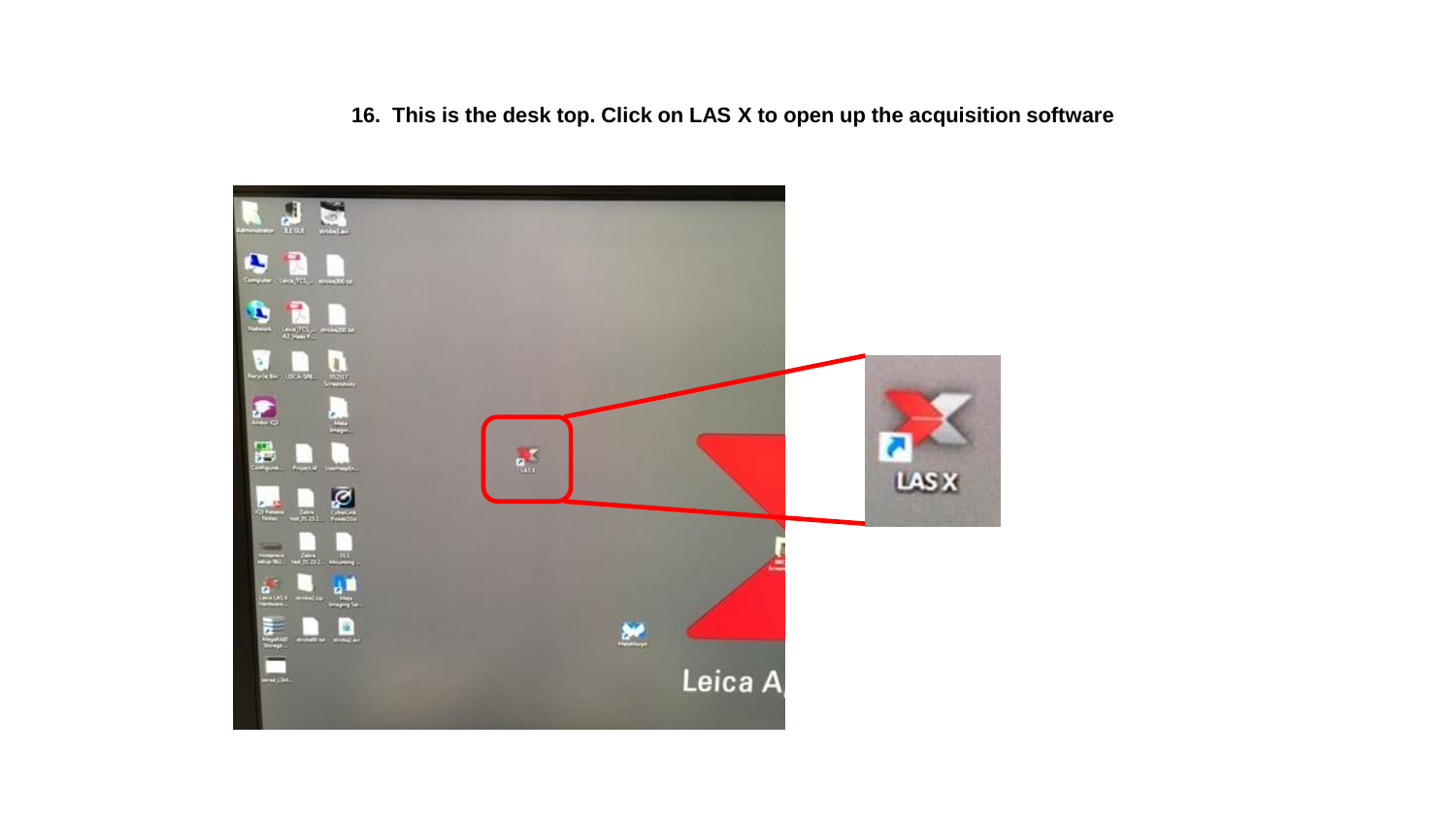**16. This is the desk top. Click on LAS X to open up the acquisition software**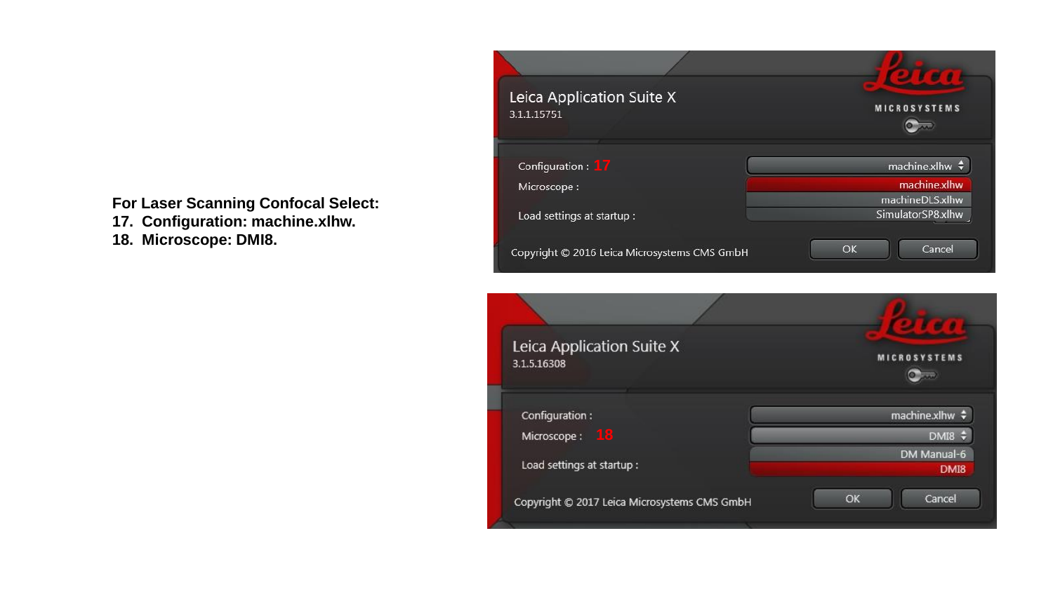**For Laser Scanning Confocal Select:**
**17. Configuration: machine.xlhw.**
**18. Microscope: DMI8.**

Leica Application Suite X
3.1.1.15751

Configuration : 17 — machine.xlhw
Microscope :
Load settings at startup :

machine.xlhw
machineDLS.xlhw
SimulatorSP8.xlhw

Copyright © 2016 Leica Microsystems CMS GmbH
OK Cancel

Leica Application Suite X
3.1.5.16308

Configuration : machine.xlhw
Microscope : 18 — DMI8
Load settings at startup :

DM Manual-6
DMI8

Copyright © 2017 Leica Microsystems CMS GmbH
OK Cancel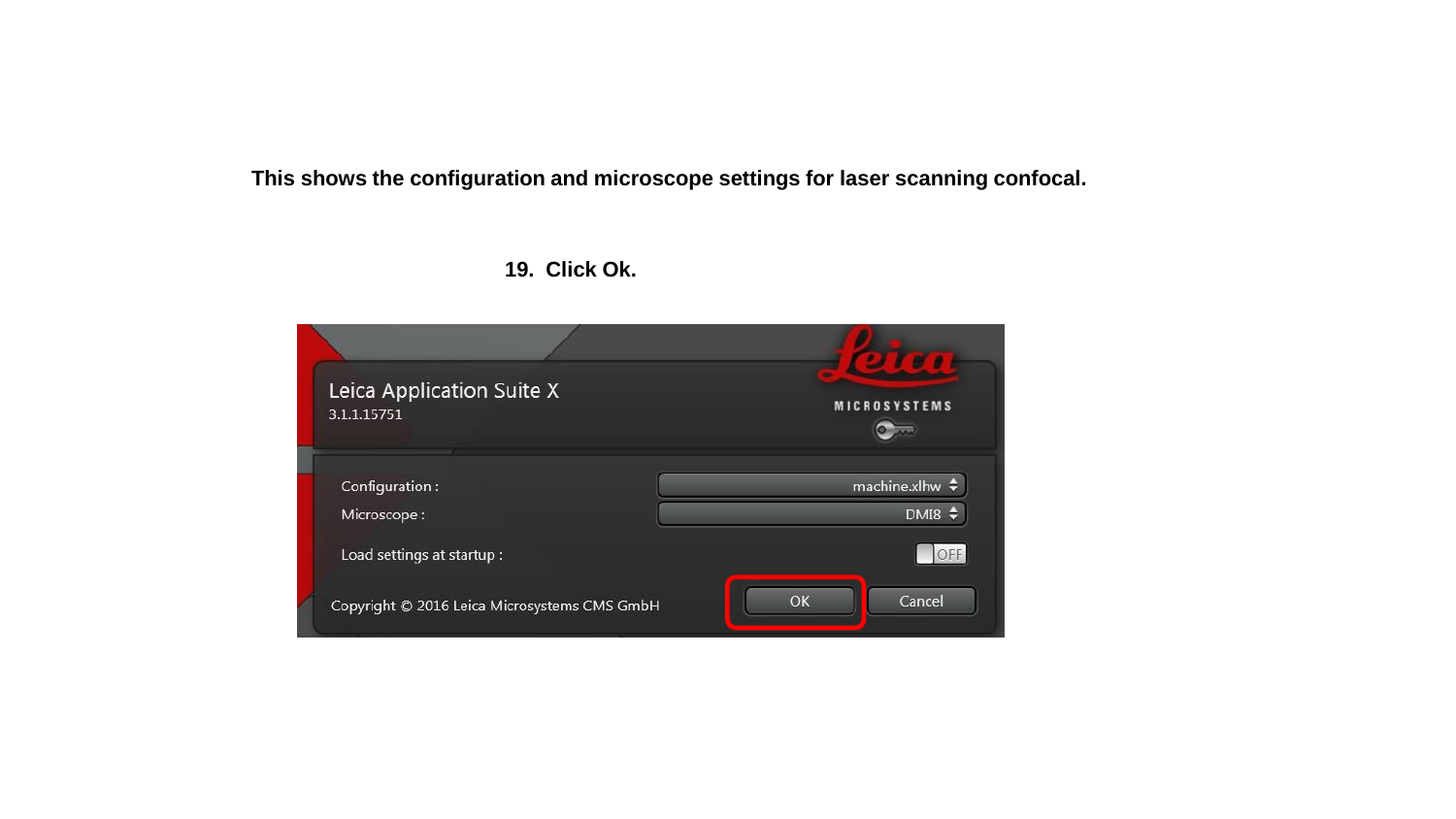**This shows the configuration and microscope settings for laser scanning confocal.**

**19. Click Ok.**

Leica Application Suite X
3.1.1.15751

Configuration : machine.xlhw

Microscope : DMI8

Load settings at startup : OFF

Copyright © 2016 Leica Microsystems CMS GmbH

OK Cancel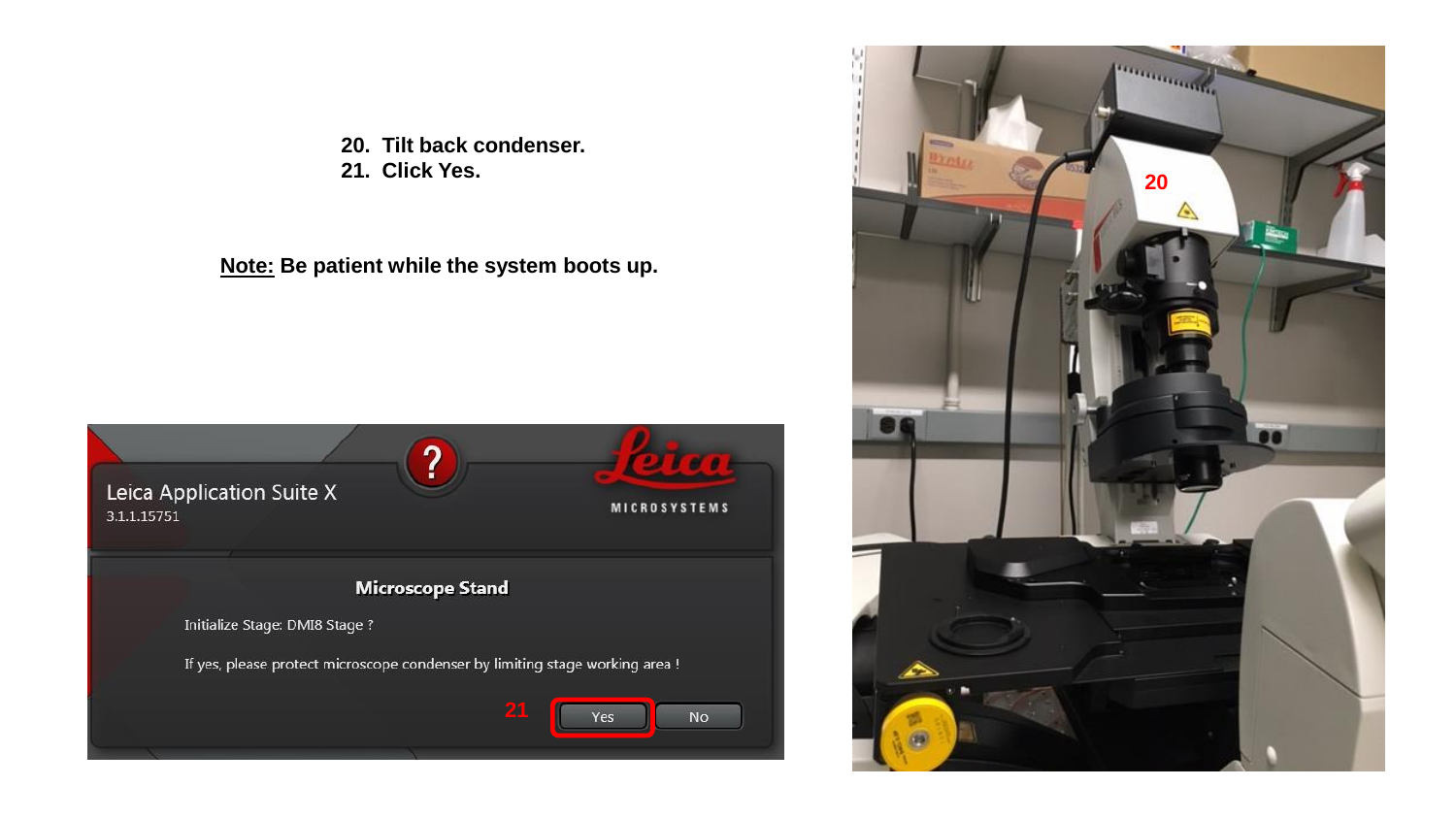20. Tilt back condenser.
21. Click Yes.

**Note:** Be patient while the system boots up.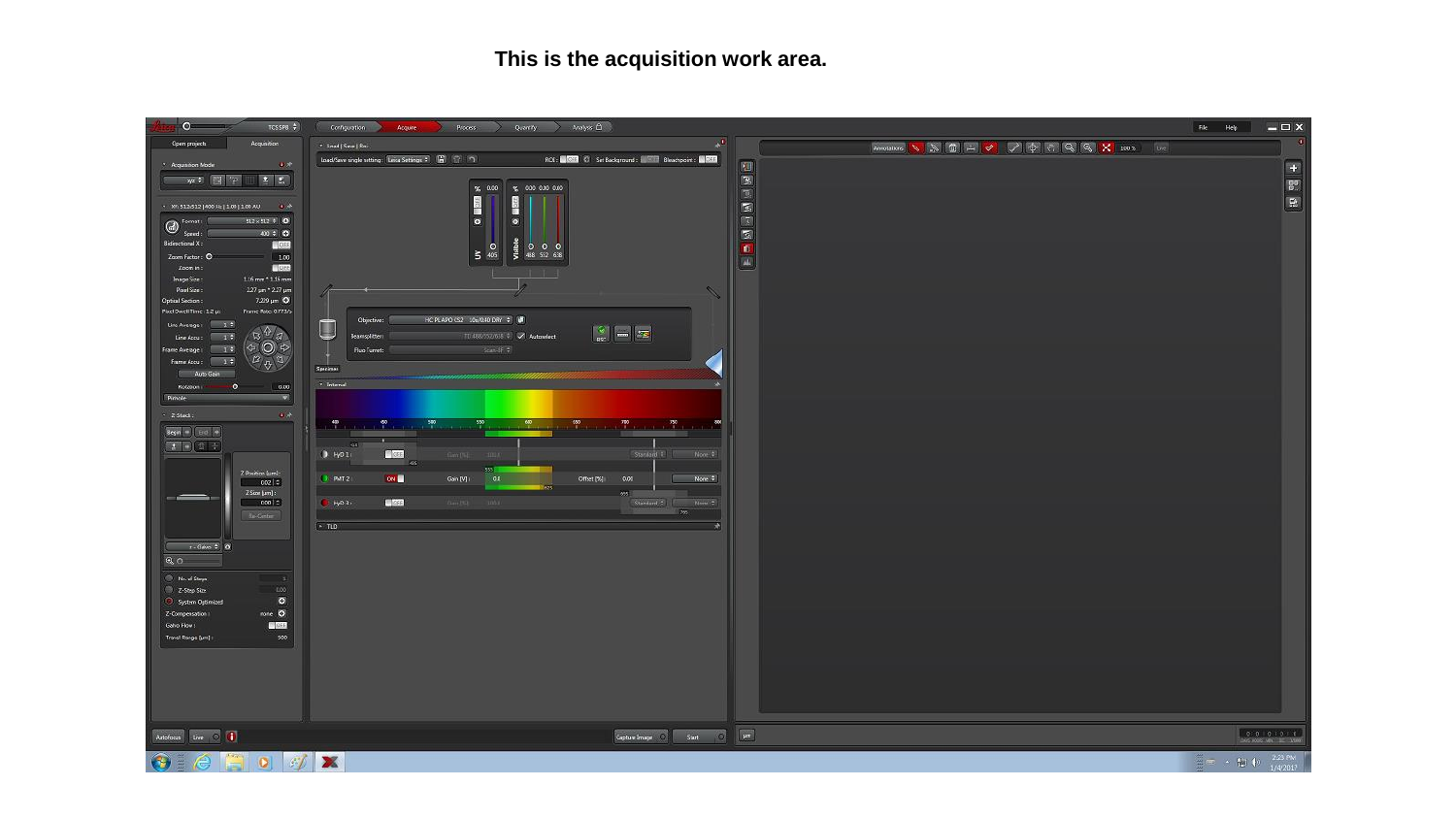**This is the acquisition work area.**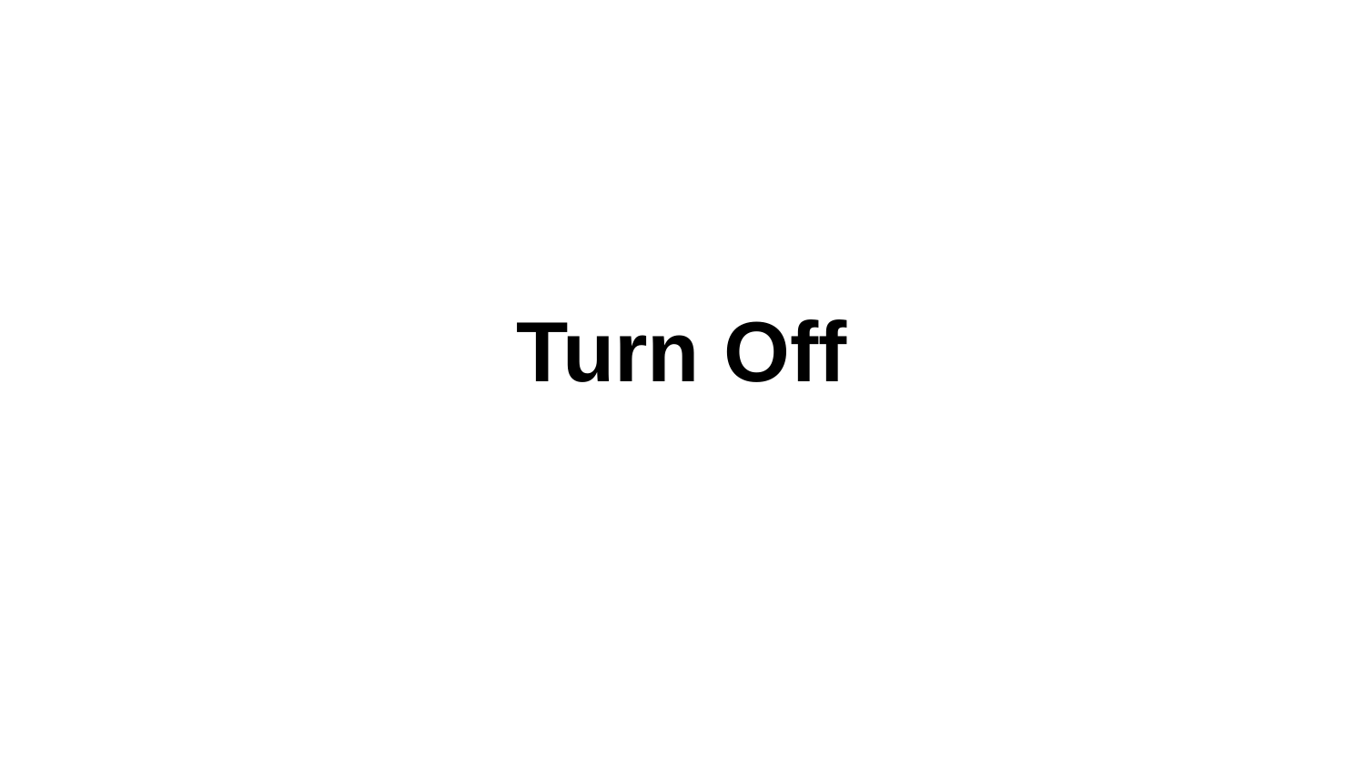# Turn Off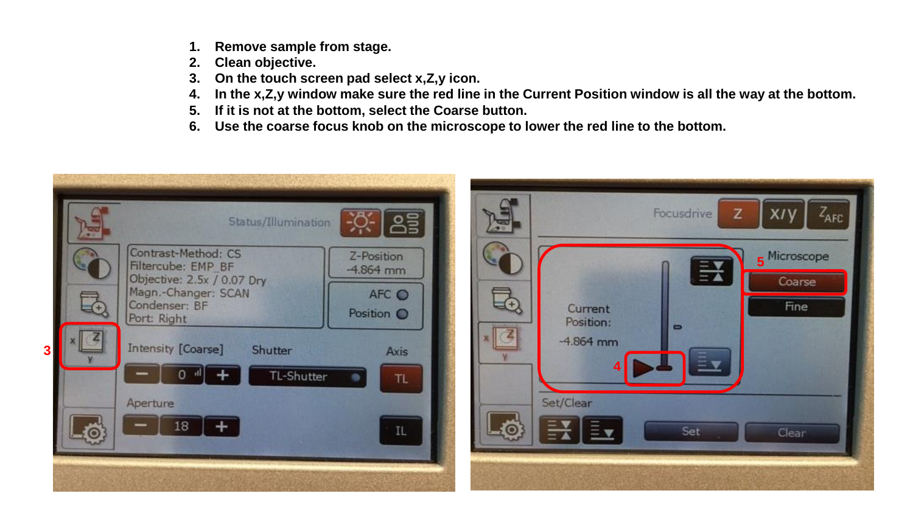1. Remove sample from stage.
2. Clean objective.
3. On the touch screen pad select x,Z,y icon.
4. In the x,Z,y window make sure the red line in the Current Position window is all the way at the bottom.
5. If it is not at the bottom, select the Coarse button.
6. Use the coarse focus knob on the microscope to lower the red line to the bottom.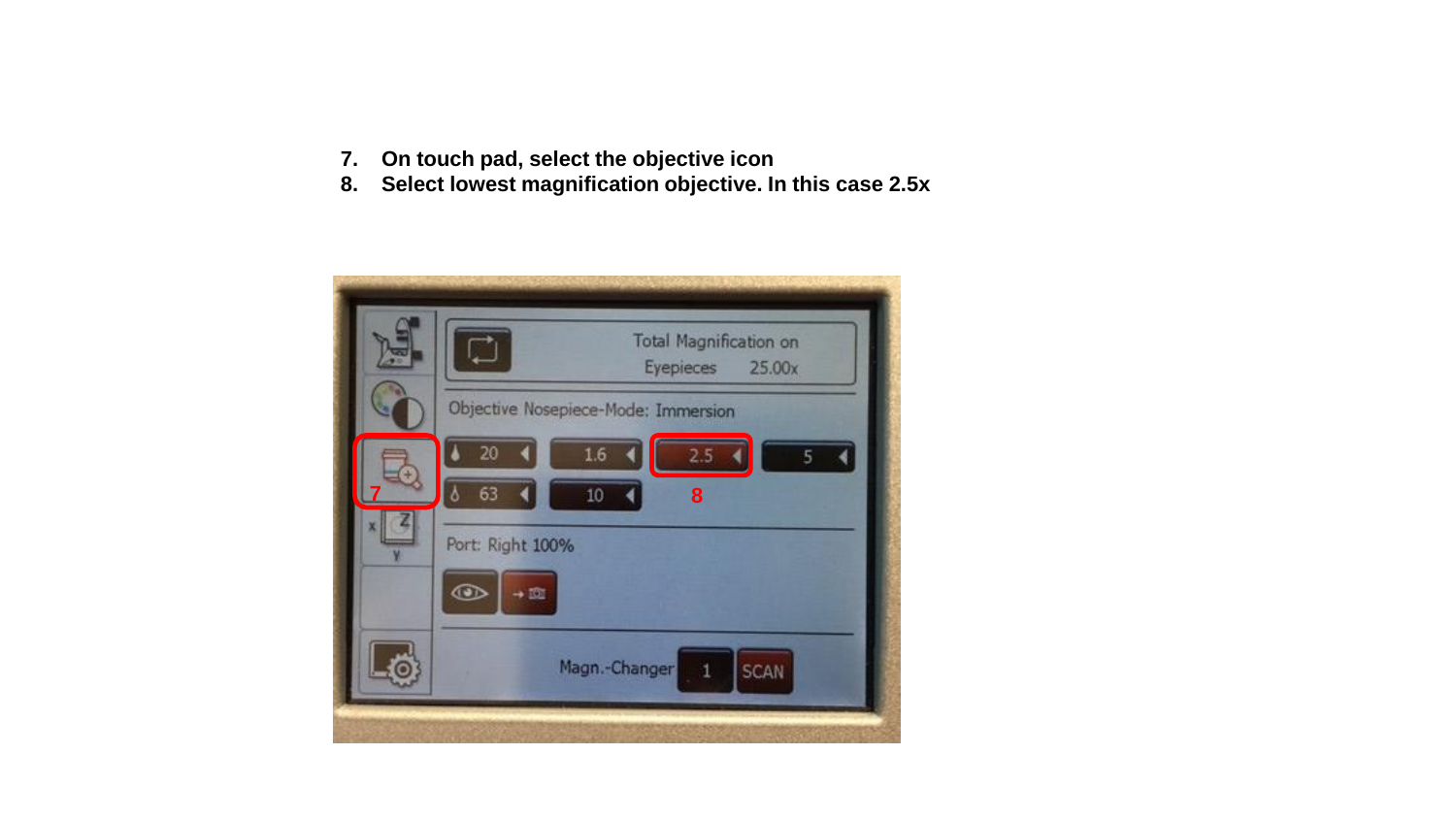7. **On touch pad, select the objective icon**
8. **Select lowest magnification objective. In this case 2.5x**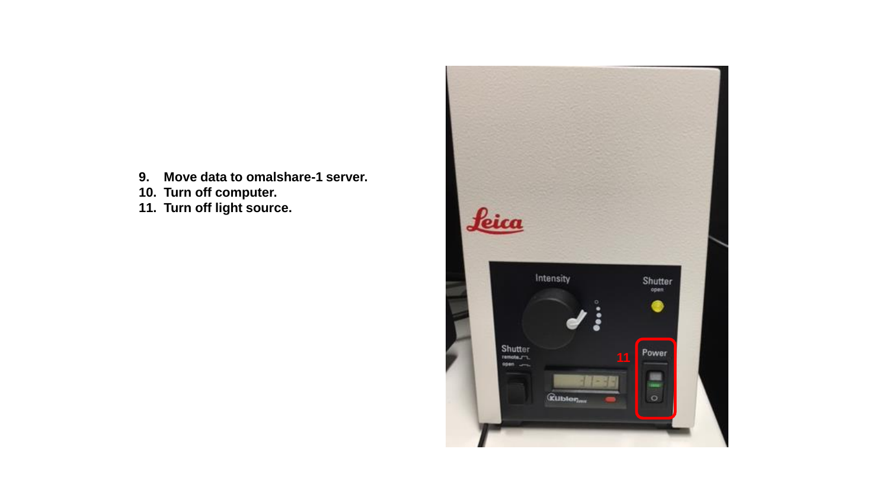9. Move data to omalshare-1 server.
10. Turn off computer.
11. Turn off light source.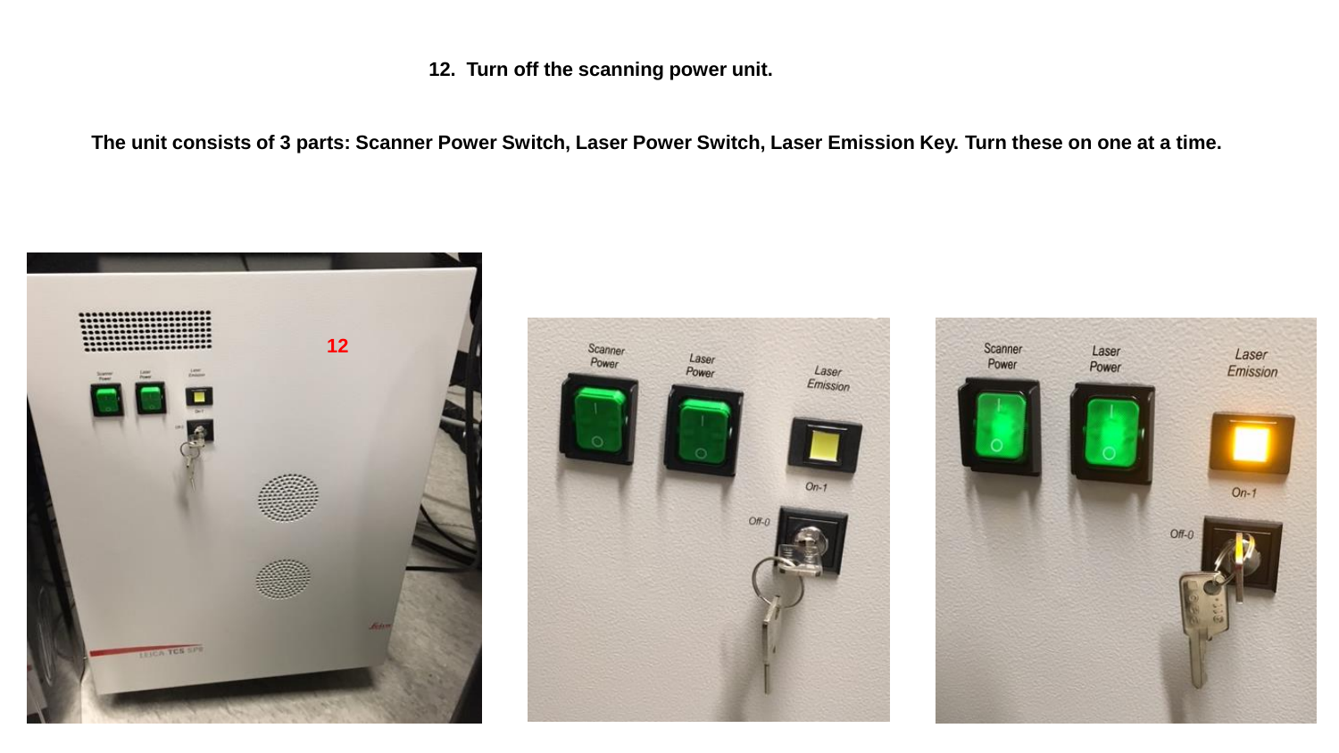**12. Turn off the scanning power unit.**

**The unit consists of 3 parts: Scanner Power Switch, Laser Power Switch, Laser Emission Key. Turn these on one at a time.**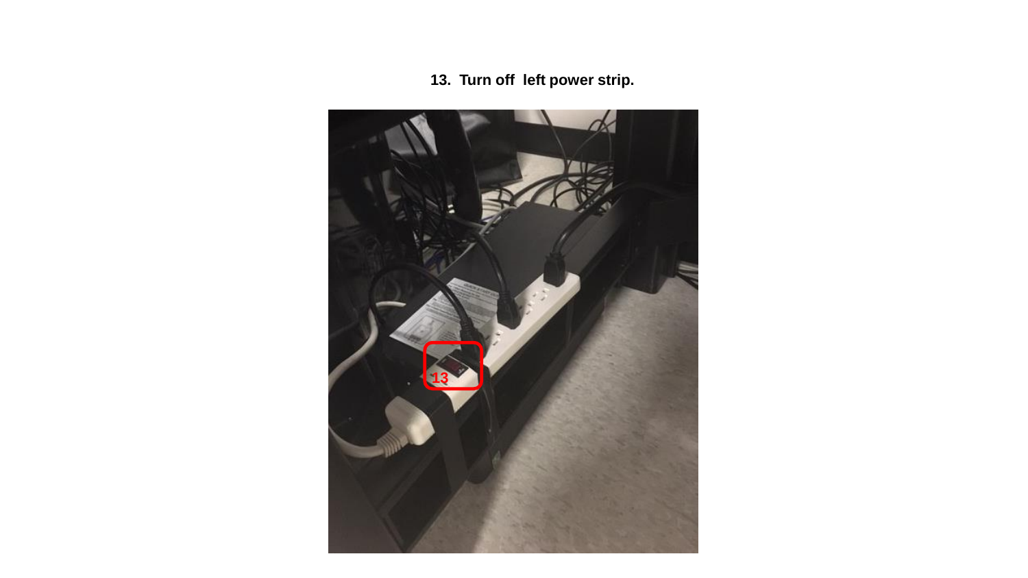**13. Turn off left power strip.**